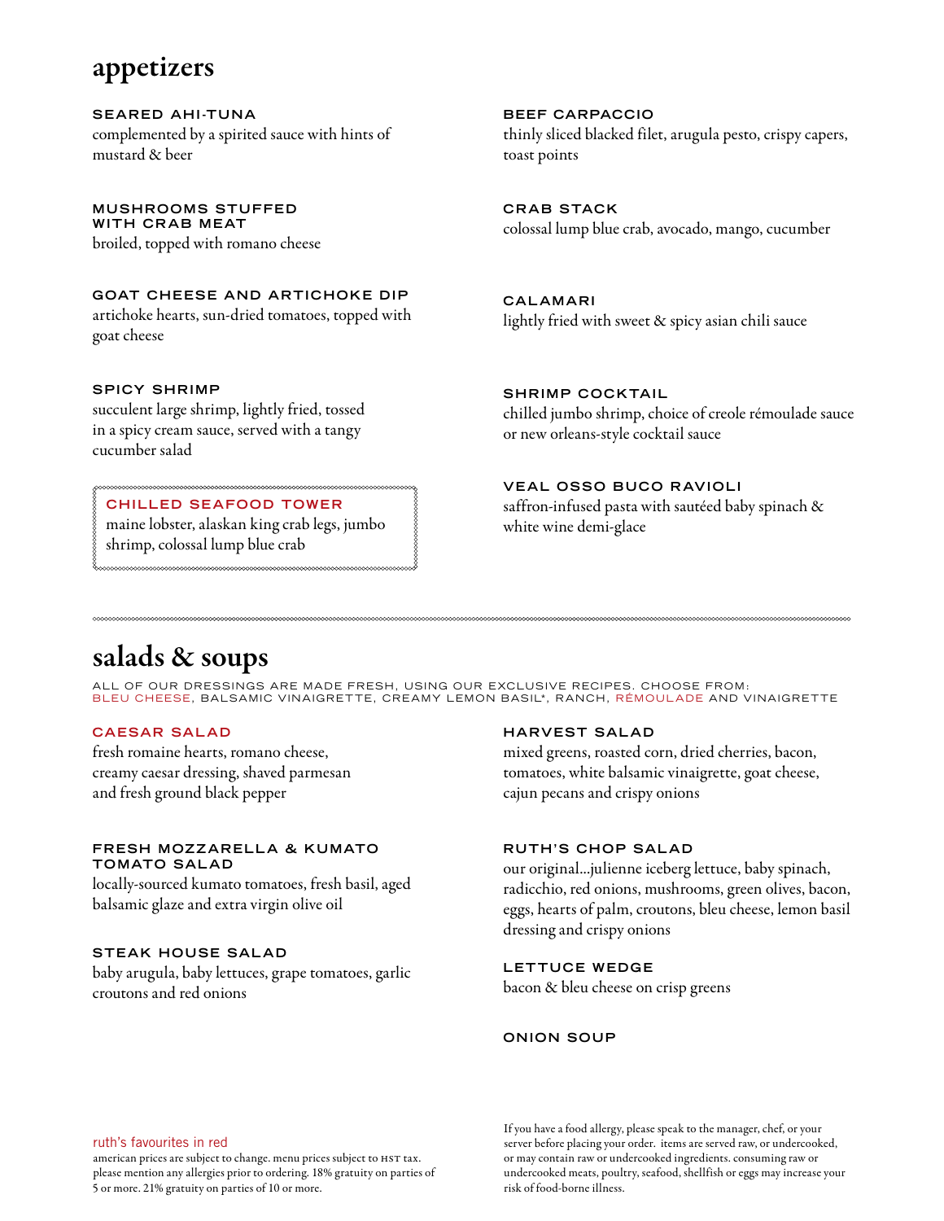# appetizers

### SEARED AHI-TUNA
complemented by a spirited sauce with hints of mustard & beer

### MUSHROOMS STUFFED WITH CRAB MEAT
broiled, topped with romano cheese

### GOAT CHEESE AND ARTICHOKE DIP
artichoke hearts, sun-dried tomatoes, topped with goat cheese

### SPICY SHRIMP
succulent large shrimp, lightly fried, tossed in a spicy cream sauce, served with a tangy cucumber salad

### CHILLED SEAFOOD TOWER
maine lobster, alaskan king crab legs, jumbo shrimp, colossal lump blue crab

### BEEF CARPACCIO
thinly sliced blacked filet, arugula pesto, crispy capers, toast points

### CRAB STACK
colossal lump blue crab, avocado, mango, cucumber

### CALAMARI
lightly fried with sweet & spicy asian chili sauce

### SHRIMP COCKTAIL
chilled jumbo shrimp, choice of creole rémoulade sauce or new orleans-style cocktail sauce

### VEAL OSSO BUCO RAVIOLI
saffron-infused pasta with sautéed baby spinach & white wine demi-glace

---

# salads & soups

ALL OF OUR DRESSINGS ARE MADE FRESH, USING OUR EXCLUSIVE RECIPES. CHOOSE FROM: BLEU CHEESE, BALSAMIC VINAIGRETTE, CREAMY LEMON BASIL*, RANCH, RÉMOULADE AND VINAIGRETTE

### CAESAR SALAD
fresh romaine hearts, romano cheese, creamy caesar dressing, shaved parmesan and fresh ground black pepper

### FRESH MOZZARELLA & KUMATO TOMATO SALAD
locally-sourced kumato tomatoes, fresh basil, aged balsamic glaze and extra virgin olive oil

### STEAK HOUSE SALAD
baby arugula, baby lettuces, grape tomatoes, garlic croutons and red onions

### HARVEST SALAD
mixed greens, roasted corn, dried cherries, bacon, tomatoes, white balsamic vinaigrette, goat cheese, cajun pecans and crispy onions

### RUTH'S CHOP SALAD
our original...julienne iceberg lettuce, baby spinach, radicchio, red onions, mushrooms, green olives, bacon, eggs, hearts of palm, croutons, bleu cheese, lemon basil dressing and crispy onions

### LETTUCE WEDGE
bacon & bleu cheese on crisp greens

### ONION SOUP

ruth's favourites in red

american prices are subject to change. menu prices subject to HST tax. please mention any allergies prior to ordering. 18% gratuity on parties of 5 or more. 21% gratuity on parties of 10 or more.

If you have a food allergy, please speak to the manager, chef, or your server before placing your order. items are served raw, or undercooked, or may contain raw or undercooked ingredients. consuming raw or undercooked meats, poultry, seafood, shellfish or eggs may increase your risk of food-borne illness.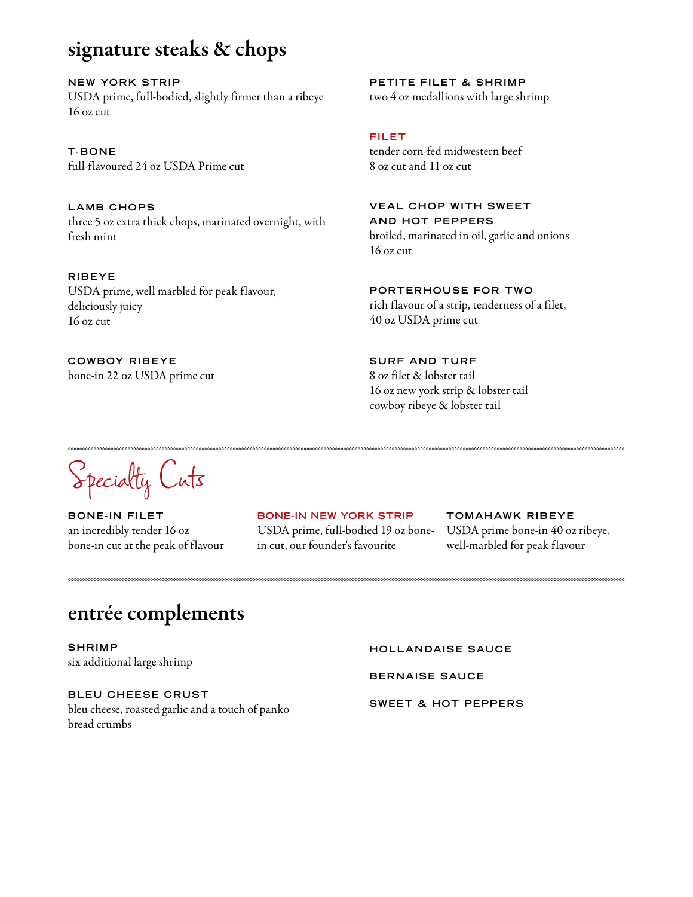## signature steaks & chops

### NEW YORK STRIP
USDA prime, full-bodied, slightly firmer than a ribeye
16 oz cut

### T-BONE
full-flavoured 24 oz USDA Prime cut

### LAMB CHOPS
three 5 oz extra thick chops, marinated overnight, with fresh mint

### RIBEYE
USDA prime, well marbled for peak flavour, deliciously juicy
16 oz cut

### COWBOY RIBEYE
bone-in 22 oz USDA prime cut

### PETITE FILET & SHRIMP
two 4 oz medallions with large shrimp

### FILET
tender corn-fed midwestern beef
8 oz cut and 11 oz cut

### VEAL CHOP WITH SWEET AND HOT PEPPERS
broiled, marinated in oil, garlic and onions
16 oz cut

### PORTERHOUSE FOR TWO
rich flavour of a strip, tenderness of a filet,
40 oz USDA prime cut

### SURF AND TURF
8 oz filet & lobster tail
16 oz new york strip & lobster tail
cowboy ribeye & lobster tail

## Specialty Cuts

### BONE-IN FILET
an incredibly tender 16 oz bone-in cut at the peak of flavour

### BONE-IN NEW YORK STRIP
USDA prime, full-bodied 19 oz bone-in cut, our founder's favourite

### TOMAHAWK RIBEYE
USDA prime bone-in 40 oz ribeye, well-marbled for peak flavour

## entrée complements

### SHRIMP
six additional large shrimp

### BLEU CHEESE CRUST
bleu cheese, roasted garlic and a touch of panko bread crumbs

### HOLLANDAISE SAUCE

### BERNAISE SAUCE

### SWEET & HOT PEPPERS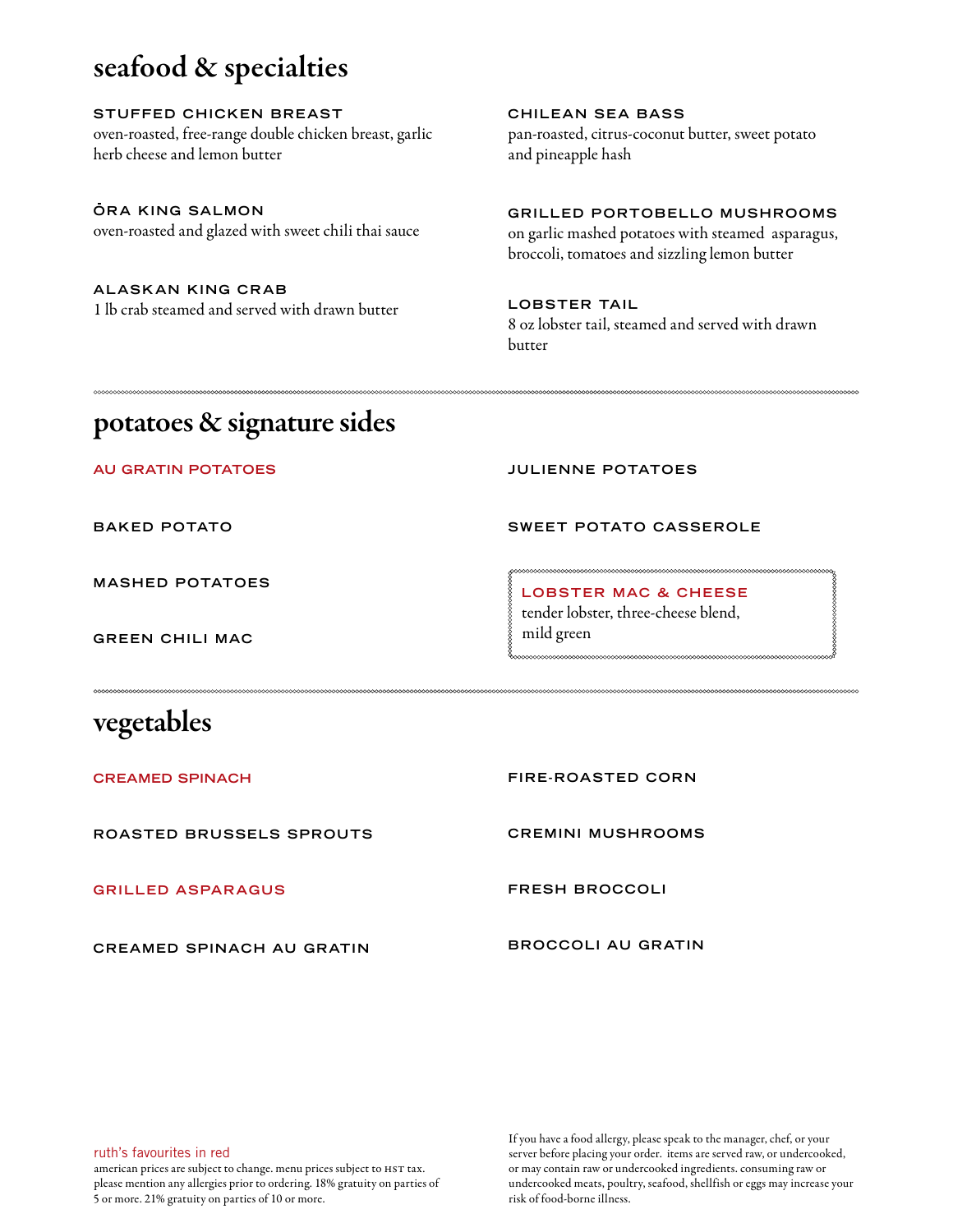## seafood & specialties

**STUFFED CHICKEN BREAST**
oven-roasted, free-range double chicken breast, garlic herb cheese and lemon butter

**ŌRA KING SALMON**
oven-roasted and glazed with sweet chili thai sauce

**ALASKAN KING CRAB**
1 lb crab steamed and served with drawn butter

**CHILEAN SEA BASS**
pan-roasted, citrus-coconut butter, sweet potato and pineapple hash

**GRILLED PORTOBELLO MUSHROOMS**
on garlic mashed potatoes with steamed asparagus, broccoli, tomatoes and sizzling lemon butter

**LOBSTER TAIL**
8 oz lobster tail, steamed and served with drawn butter

## potatoes & signature sides

**AU GRATIN POTATOES**

**BAKED POTATO**

**MASHED POTATOES**

**GREEN CHILI MAC**

**JULIENNE POTATOES**

**SWEET POTATO CASSEROLE**

**LOBSTER MAC & CHEESE**
tender lobster, three-cheese blend, mild green

## vegetables

**CREAMED SPINACH**

**ROASTED BRUSSELS SPROUTS**

**GRILLED ASPARAGUS**

**CREAMED SPINACH AU GRATIN**

**FIRE-ROASTED CORN**

**CREMINI MUSHROOMS**

**FRESH BROCCOLI**

**BROCCOLI AU GRATIN**

ruth's favourites in red

american prices are subject to change. menu prices subject to HST tax. please mention any allergies prior to ordering. 18% gratuity on parties of 5 or more. 21% gratuity on parties of 10 or more.

If you have a food allergy, please speak to the manager, chef, or your server before placing your order. items are served raw, or undercooked, or may contain raw or undercooked ingredients. consuming raw or undercooked meats, poultry, seafood, shellfish or eggs may increase your risk of food-borne illness.